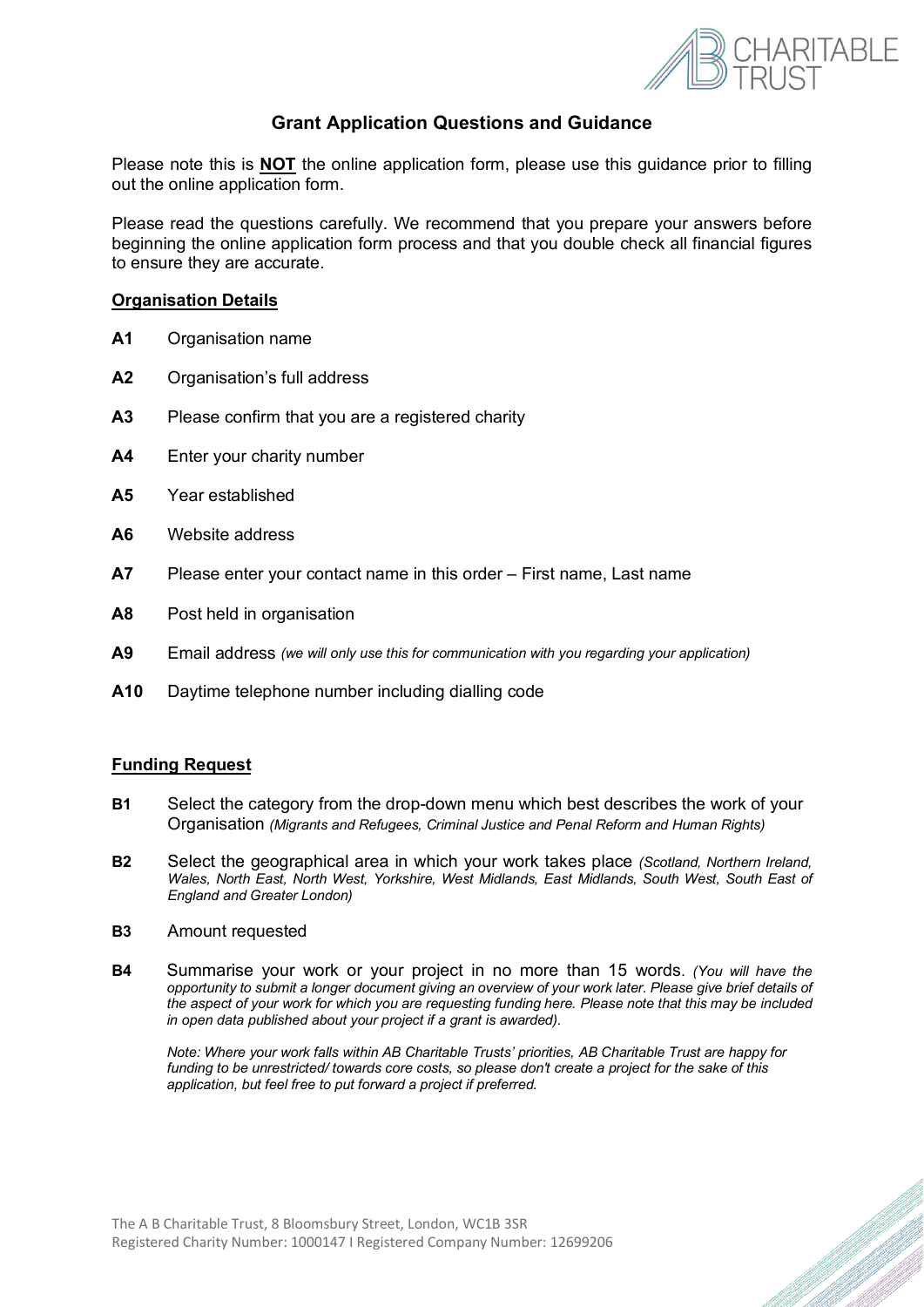# Grant Application Questions and Guidance

Please note this is **NOT** the online application form, please use this guidance prior to filling out the online application form.

Please read the questions carefully. We recommend that you prepare your answers before beginning the online application form process and that you double check all financial figures to ensure they are accurate.

## Organisation Details

**A1** Organisation name

**A2** Organisation's full address

**A3** Please confirm that you are a registered charity

**A4** Enter your charity number

**A5** Year established

**A6** Website address

**A7** Please enter your contact name in this order – First name, Last name

**A8** Post held in organisation

**A9** Email address *(we will only use this for communication with you regarding your application)*

**A10** Daytime telephone number including dialling code

## Funding Request

**B1** Select the category from the drop-down menu which best describes the work of your Organisation *(Migrants and Refugees, Criminal Justice and Penal Reform and Human Rights)*

**B2** Select the geographical area in which your work takes place *(Scotland, Northern Ireland, Wales, North East, North West, Yorkshire, West Midlands, East Midlands, South West, South East of England and Greater London)*

**B3** Amount requested

**B4** Summarise your work or your project in no more than 15 words. *(You will have the opportunity to submit a longer document giving an overview of your work later. Please give brief details of the aspect of your work for which you are requesting funding here. Please note that this may be included in open data published about your project if a grant is awarded).*

*Note: Where your work falls within AB Charitable Trusts' priorities, AB Charitable Trust are happy for funding to be unrestricted/ towards core costs, so please don't create a project for the sake of this application, but feel free to put forward a project if preferred.*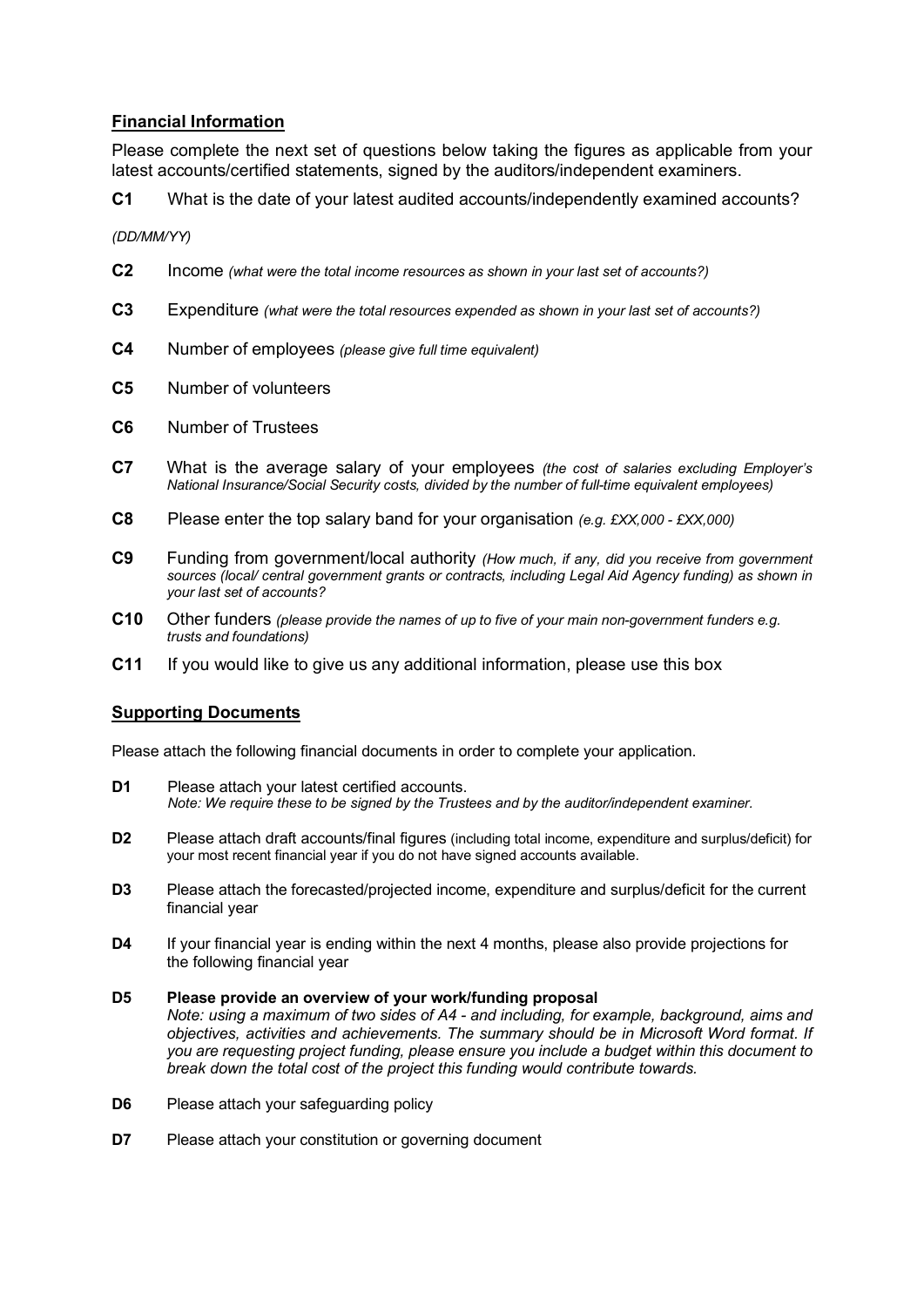## Financial Information

Please complete the next set of questions below taking the figures as applicable from your latest accounts/certified statements, signed by the auditors/independent examiners.

**C1** What is the date of your latest audited accounts/independently examined accounts?

*(DD/MM/YY)*

**C2** Income *(what were the total income resources as shown in your last set of accounts?)*

**C3** Expenditure *(what were the total resources expended as shown in your last set of accounts?)*

**C4** Number of employees *(please give full time equivalent)*

**C5** Number of volunteers

**C6** Number of Trustees

**C7** What is the average salary of your employees *(the cost of salaries excluding Employer's National Insurance/Social Security costs, divided by the number of full-time equivalent employees)*

**C8** Please enter the top salary band for your organisation *(e.g. £XX,000 - £XX,000)*

**C9** Funding from government/local authority *(How much, if any, did you receive from government sources (local/ central government grants or contracts, including Legal Aid Agency funding) as shown in your last set of accounts?*

**C10** Other funders *(please provide the names of up to five of your main non-government funders e.g. trusts and foundations)*

**C11** If you would like to give us any additional information, please use this box

## Supporting Documents

Please attach the following financial documents in order to complete your application.

**D1** Please attach your latest certified accounts.
*Note: We require these to be signed by the Trustees and by the auditor/independent examiner.*

**D2** Please attach draft accounts/final figures (including total income, expenditure and surplus/deficit) for your most recent financial year if you do not have signed accounts available.

**D3** Please attach the forecasted/projected income, expenditure and surplus/deficit for the current financial year

**D4** If your financial year is ending within the next 4 months, please also provide projections for the following financial year

**D5** **Please provide an overview of your work/funding proposal**
*Note: using a maximum of two sides of A4 - and including, for example, background, aims and objectives, activities and achievements. The summary should be in Microsoft Word format. If you are requesting project funding, please ensure you include a budget within this document to break down the total cost of the project this funding would contribute towards.*

**D6** Please attach your safeguarding policy

**D7** Please attach your constitution or governing document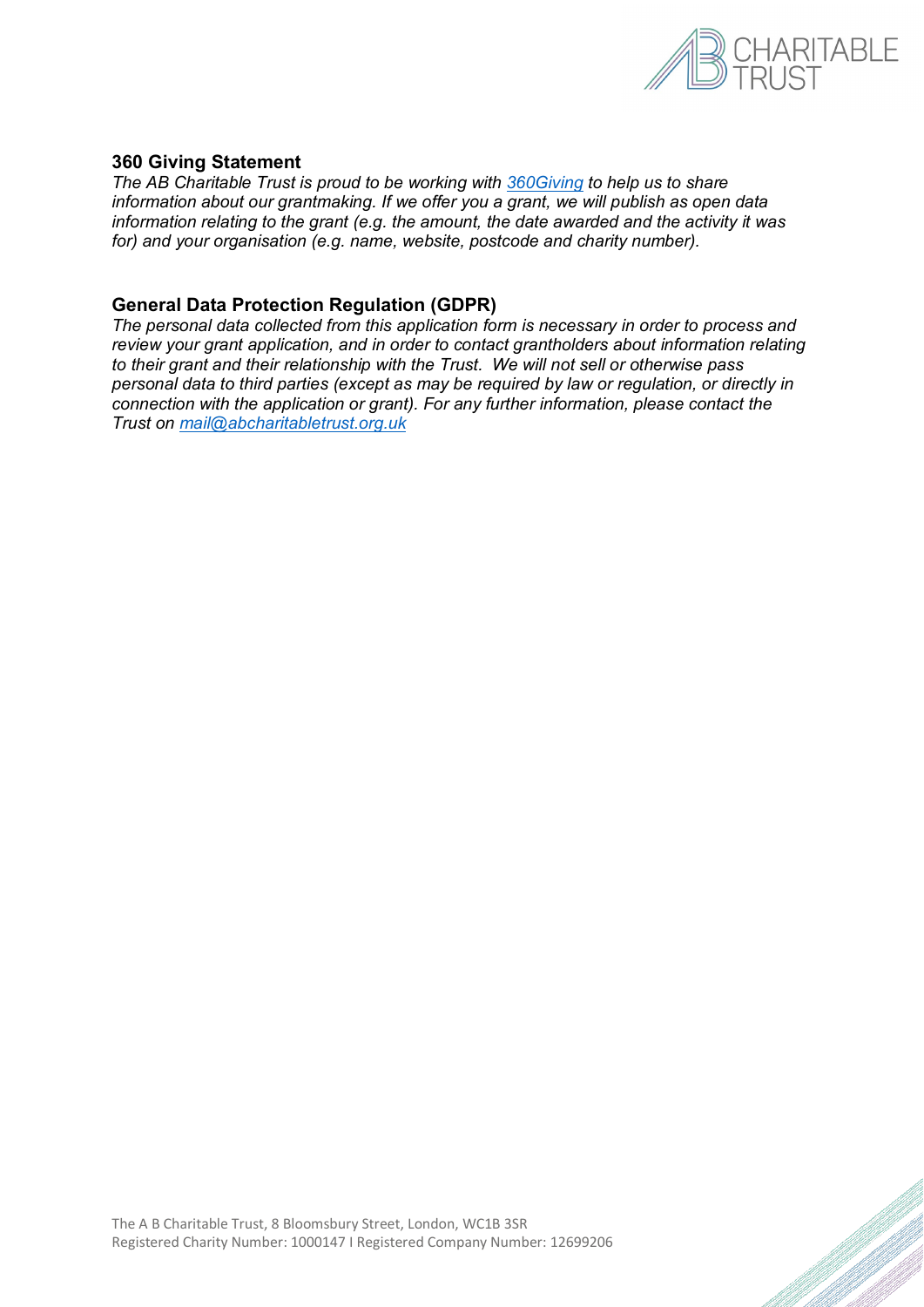## 360 Giving Statement

*The AB Charitable Trust is proud to be working with [360Giving](360Giving) to help us to share information about our grantmaking. If we offer you a grant, we will publish as open data information relating to the grant (e.g. the amount, the date awarded and the activity it was for) and your organisation (e.g. name, website, postcode and charity number).*

## General Data Protection Regulation (GDPR)

*The personal data collected from this application form is necessary in order to process and review your grant application, and in order to contact grantholders about information relating to their grant and their relationship with the Trust. We will not sell or otherwise pass personal data to third parties (except as may be required by law or regulation, or directly in connection with the application or grant). For any further information, please contact the Trust on mail@abcharitabletrust.org.uk*

The A B Charitable Trust, 8 Bloomsbury Street, London, WC1B 3SR
Registered Charity Number: 1000147 I Registered Company Number: 12699206